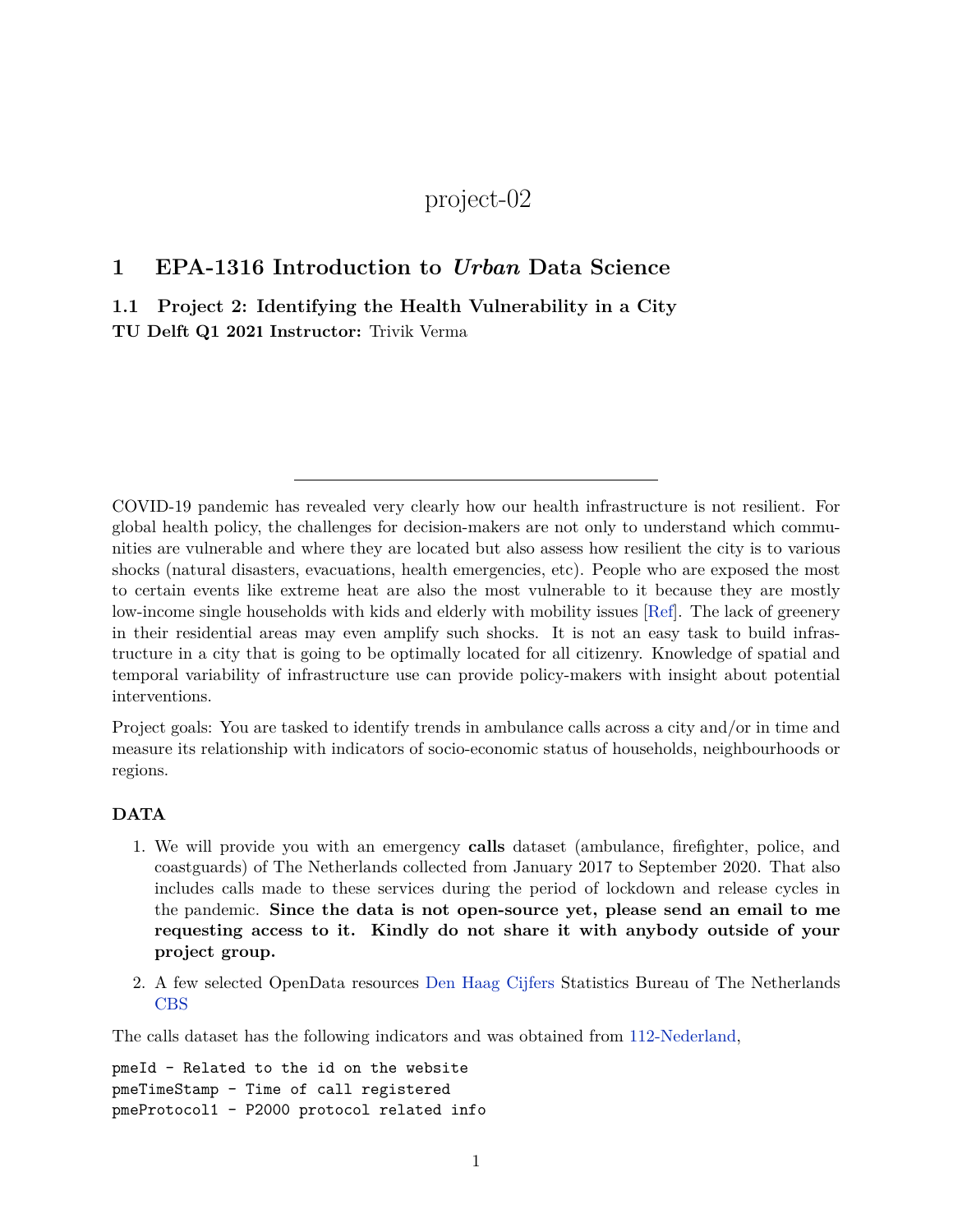# project-02

# 1 EPA-1316 Introduction to *Urban* Data Science

## 1.1 Project 2: Identifying the Health Vulnerability in a City

**TU Delft Q1 2021 Instructor:** Trivik Verma

---

COVID-19 pandemic has revealed very clearly how our health infrastructure is not resilient. For global health policy, the challenges for decision-makers are not only to understand which communities are vulnerable and where they are located but also assess how resilient the city is to various shocks (natural disasters, evacuations, health emergencies, etc). People who are exposed the most to certain events like extreme heat are also the most vulnerable to it because they are mostly low-income single households with kids and elderly with mobility issues [Ref]. The lack of greenery in their residential areas may even amplify such shocks. It is not an easy task to build infrastructure in a city that is going to be optimally located for all citizenry. Knowledge of spatial and temporal variability of infrastructure use can provide policy-makers with insight about potential interventions.

Project goals: You are tasked to identify trends in ambulance calls across a city and/or in time and measure its relationship with indicators of socio-economic status of households, neighbourhoods or regions.

**DATA**

1. We will provide you with an emergency **calls** dataset (ambulance, firefighter, police, and coastguards) of The Netherlands collected from January 2017 to September 2020. That also includes calls made to these services during the period of lockdown and release cycles in the pandemic. **Since the data is not open-source yet, please send an email to me requesting access to it. Kindly do not share it with anybody outside of your project group.**
2. A few selected OpenData resources Den Haag Cijfers Statistics Bureau of The Netherlands CBS

The calls dataset has the following indicators and was obtained from 112-Nederland,

```
pmeId - Related to the id on the website
pmeTimeStamp - Time of call registered
pmeProtocol1 - P2000 protocol related info
```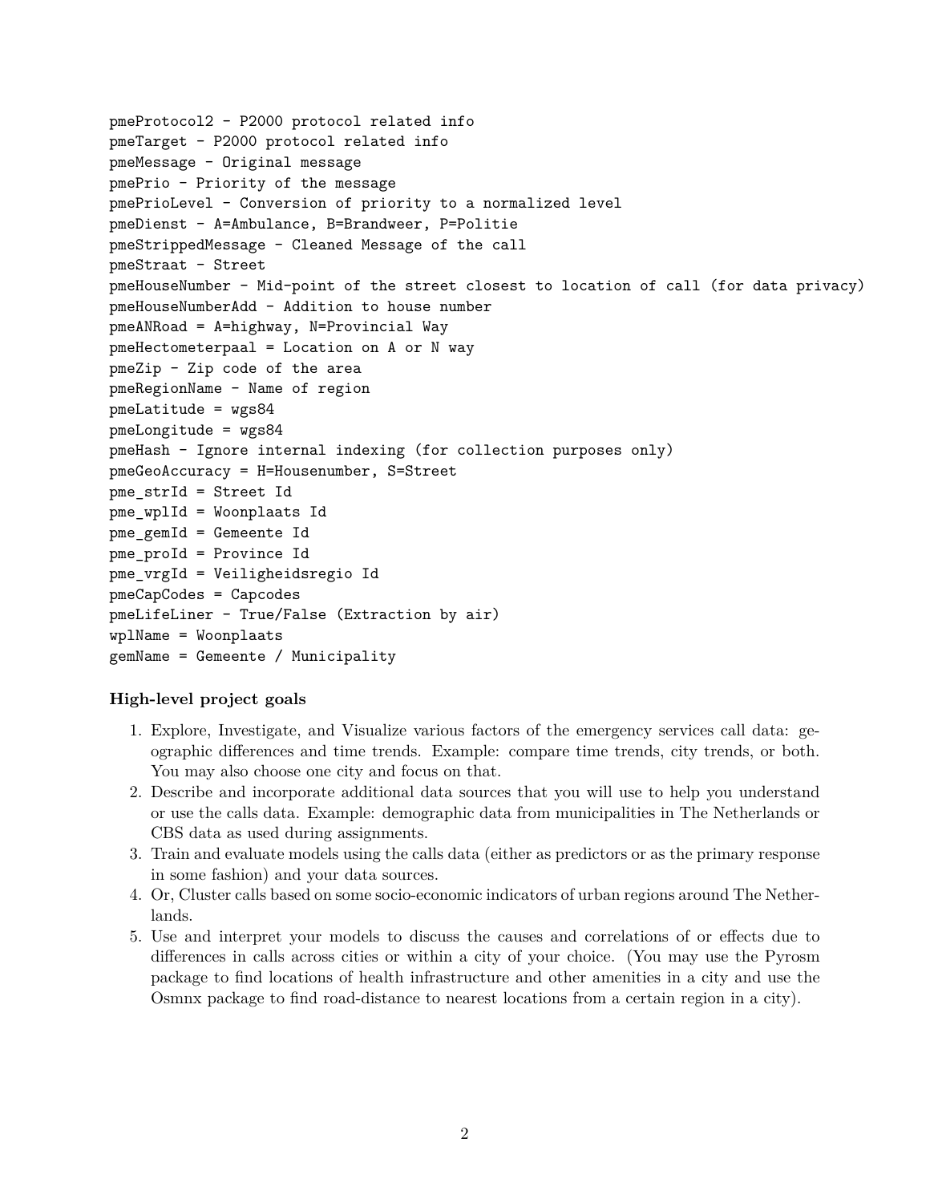```
pmeProtocol2 - P2000 protocol related info
pmeTarget - P2000 protocol related info
pmeMessage - Original message
pmePrio - Priority of the message
pmePrioLevel - Conversion of priority to a normalized level
pmeDienst - A=Ambulance, B=Brandweer, P=Politie
pmeStrippedMessage - Cleaned Message of the call
pmeStraat - Street
pmeHouseNumber - Mid-point of the street closest to location of call (for data privacy)
pmeHouseNumberAdd - Addition to house number
pmeANRoad = A=highway, N=Provincial Way
pmeHectometerpaal = Location on A or N way
pmeZip - Zip code of the area
pmeRegionName - Name of region
pmeLatitude = wgs84
pmeLongitude = wgs84
pmeHash - Ignore internal indexing (for collection purposes only)
pmeGeoAccuracy = H=Housenumber, S=Street
pme_strId = Street Id
pme_wplId = Woonplaats Id
pme_gemId = Gemeente Id
pme_proId = Province Id
pme_vrgId = Veiligheidsregio Id
pmeCapCodes = Capcodes
pmeLifeLiner - True/False (Extraction by air)
wplName = Woonplaats
gemName = Gemeente / Municipality
```

**High-level project goals**

1. Explore, Investigate, and Visualize various factors of the emergency services call data: geographic differences and time trends. Example: compare time trends, city trends, or both. You may also choose one city and focus on that.
2. Describe and incorporate additional data sources that you will use to help you understand or use the calls data. Example: demographic data from municipalities in The Netherlands or CBS data as used during assignments.
3. Train and evaluate models using the calls data (either as predictors or as the primary response in some fashion) and your data sources.
4. Or, Cluster calls based on some socio-economic indicators of urban regions around The Netherlands.
5. Use and interpret your models to discuss the causes and correlations of or effects due to differences in calls across cities or within a city of your choice. (You may use the Pyrosm package to find locations of health infrastructure and other amenities in a city and use the Osmnx package to find road-distance to nearest locations from a certain region in a city).